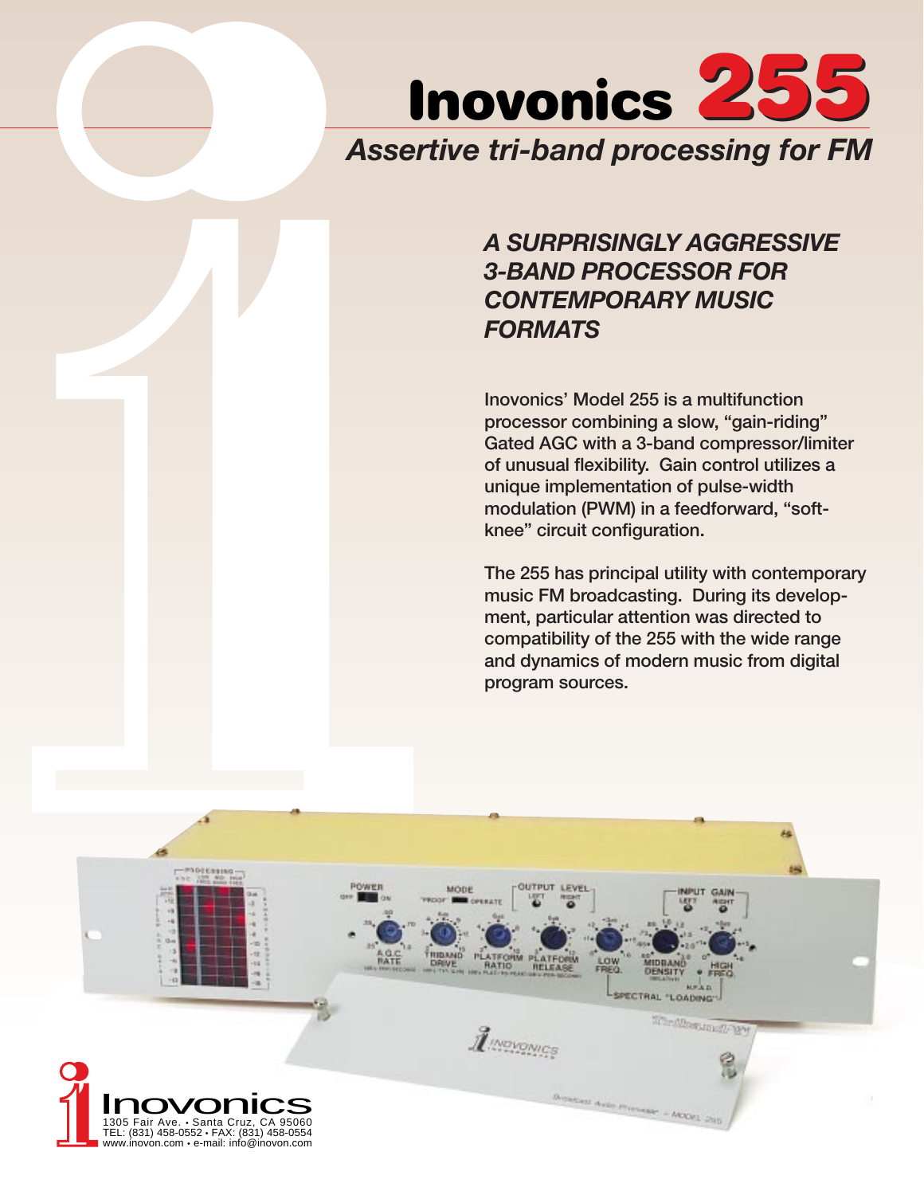# Inovonics 255

*Assertive tri-band processing for FM*

## *A SURPRISINGLY AGGRESSIVE 3-BAND PROCESSOR FOR CONTEMPORARY MUSIC FORMATS*

Inovonics' Model 255 is a multifunction processor combining a slow, "gain-riding" Gated AGC with a 3-band compressor/limiter of unusual flexibility. Gain control utilizes a unique implementation of pulse-width modulation (PWM) in a feedforward, "soft-knee" circuit configuration.

The 255 has principal utility with contemporary music FM broadcasting. During its development, particular attention was directed to compatibility of the 255 with the wide range and dynamics of modern music from digital program sources.

Inovonics
1305 Fair Ave. • Santa Cruz, CA 95060
TEL: (831) 458-0552 • FAX: (831) 458-0554
www.inovon.com • e-mail: info@inovon.com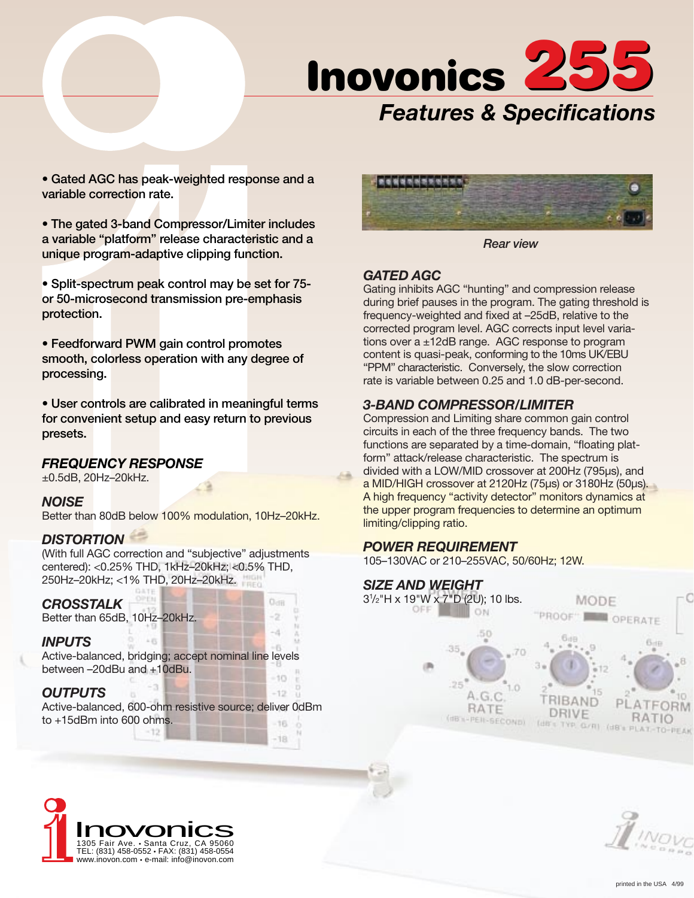# Inovonics 255

## *Features & Specifications*

- Gated AGC has peak-weighted response and a variable correction rate.

- The gated 3-band Compressor/Limiter includes a variable “platform” release characteristic and a unique program-adaptive clipping function.

- Split-spectrum peak control may be set for 75- or 50-microsecond transmission pre-emphasis protection.

- Feedforward PWM gain control promotes smooth, colorless operation with any degree of processing.

- User controls are calibrated in meaningful terms for convenient setup and easy return to previous presets.

### *FREQUENCY RESPONSE*

±0.5dB, 20Hz–20kHz.

### *NOISE*

Better than 80dB below 100% modulation, 10Hz–20kHz.

### *DISTORTION*

(With full AGC correction and “subjective” adjustments centered): <0.25% THD, 1kHz–20kHz; <0.5% THD, 250Hz–20kHz; <1% THD, 20Hz–20kHz.

### *CROSSTALK*

Better than 65dB, 10Hz–20kHz.

### *INPUTS*

Active-balanced, bridging; accept nominal line levels between –20dBu and +10dBu.

### *OUTPUTS*

Active-balanced, 600-ohm resistive source; deliver 0dBm to +15dBm into 600 ohms.

*Rear view*

### *GATED AGC*

Gating inhibits AGC “hunting” and compression release during brief pauses in the program. The gating threshold is frequency-weighted and fixed at –25dB, relative to the corrected program level. AGC corrects input level variations over a ±12dB range. AGC response to program content is quasi-peak, conforming to the 10ms UK/EBU “PPM” characteristic. Conversely, the slow correction rate is variable between 0.25 and 1.0 dB-per-second.

### *3-BAND COMPRESSOR/LIMITER*

Compression and Limiting share common gain control circuits in each of the three frequency bands. The two functions are separated by a time-domain, “floating platform” attack/release characteristic. The spectrum is divided with a LOW/MID crossover at 200Hz (795µs), and a MID/HIGH crossover at 2120Hz (75µs) or 3180Hz (50µs). A high frequency “activity detector” monitors dynamics at the upper program frequencies to determine an optimum limiting/clipping ratio.

### *POWER REQUIREMENT*

105–130VAC or 210–255VAC, 50/60Hz; 12W.

### *SIZE AND WEIGHT*

3½"H x 19"W x 7"D (2U); 10 lbs.

Inovonics
1305 Fair Ave. • Santa Cruz, CA 95060
TEL: (831) 458-0552 • FAX: (831) 458-0554
www.inovon.com • e-mail: info@inovon.com

printed in the USA 4/99